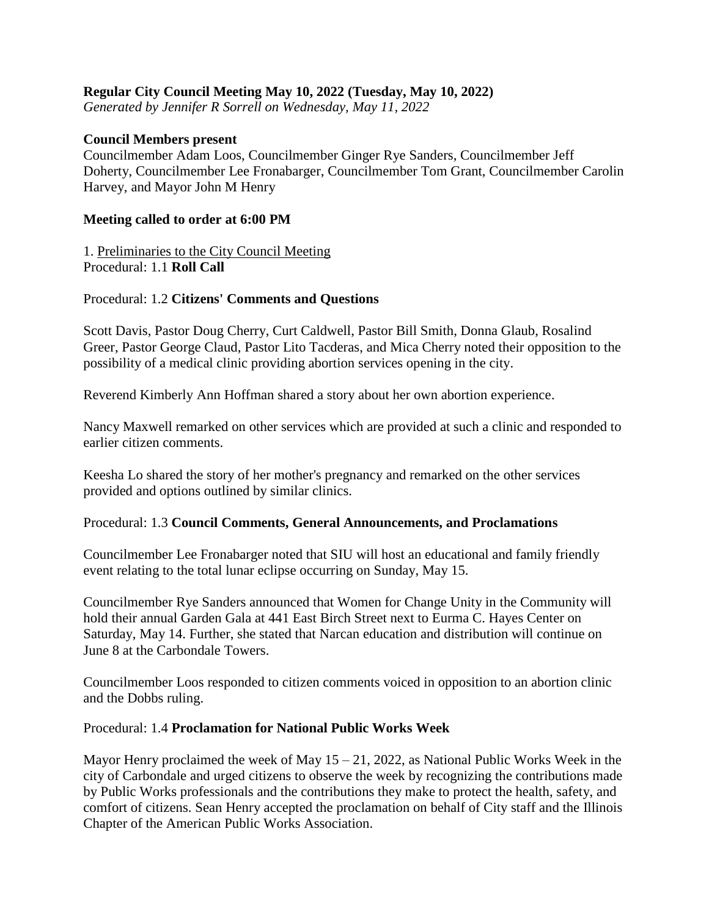**Regular City Council Meeting May 10, 2022 (Tuesday, May 10, 2022)**
*Generated by Jennifer R Sorrell on Wednesday, May 11, 2022*

**Council Members present**
Councilmember Adam Loos, Councilmember Ginger Rye Sanders, Councilmember Jeff Doherty, Councilmember Lee Fronabarger, Councilmember Tom Grant, Councilmember Carolin Harvey, and Mayor John M Henry

**Meeting called to order at 6:00 PM**

1. Preliminaries to the City Council Meeting
Procedural: 1.1 **Roll Call**

Procedural: 1.2 **Citizens' Comments and Questions**

Scott Davis, Pastor Doug Cherry, Curt Caldwell, Pastor Bill Smith, Donna Glaub, Rosalind Greer, Pastor George Claud, Pastor Lito Tacderas, and Mica Cherry noted their opposition to the possibility of a medical clinic providing abortion services opening in the city.

Reverend Kimberly Ann Hoffman shared a story about her own abortion experience.

Nancy Maxwell remarked on other services which are provided at such a clinic and responded to earlier citizen comments.

Keesha Lo shared the story of her mother's pregnancy and remarked on the other services provided and options outlined by similar clinics.

Procedural: 1.3 **Council Comments, General Announcements, and Proclamations**

Councilmember Lee Fronabarger noted that SIU will host an educational and family friendly event relating to the total lunar eclipse occurring on Sunday, May 15.

Councilmember Rye Sanders announced that Women for Change Unity in the Community will hold their annual Garden Gala at 441 East Birch Street next to Eurma C. Hayes Center on Saturday, May 14. Further, she stated that Narcan education and distribution will continue on June 8 at the Carbondale Towers.

Councilmember Loos responded to citizen comments voiced in opposition to an abortion clinic and the Dobbs ruling.

Procedural: 1.4 **Proclamation for National Public Works Week**

Mayor Henry proclaimed the week of May 15 – 21, 2022, as National Public Works Week in the city of Carbondale and urged citizens to observe the week by recognizing the contributions made by Public Works professionals and the contributions they make to protect the health, safety, and comfort of citizens. Sean Henry accepted the proclamation on behalf of City staff and the Illinois Chapter of the American Public Works Association.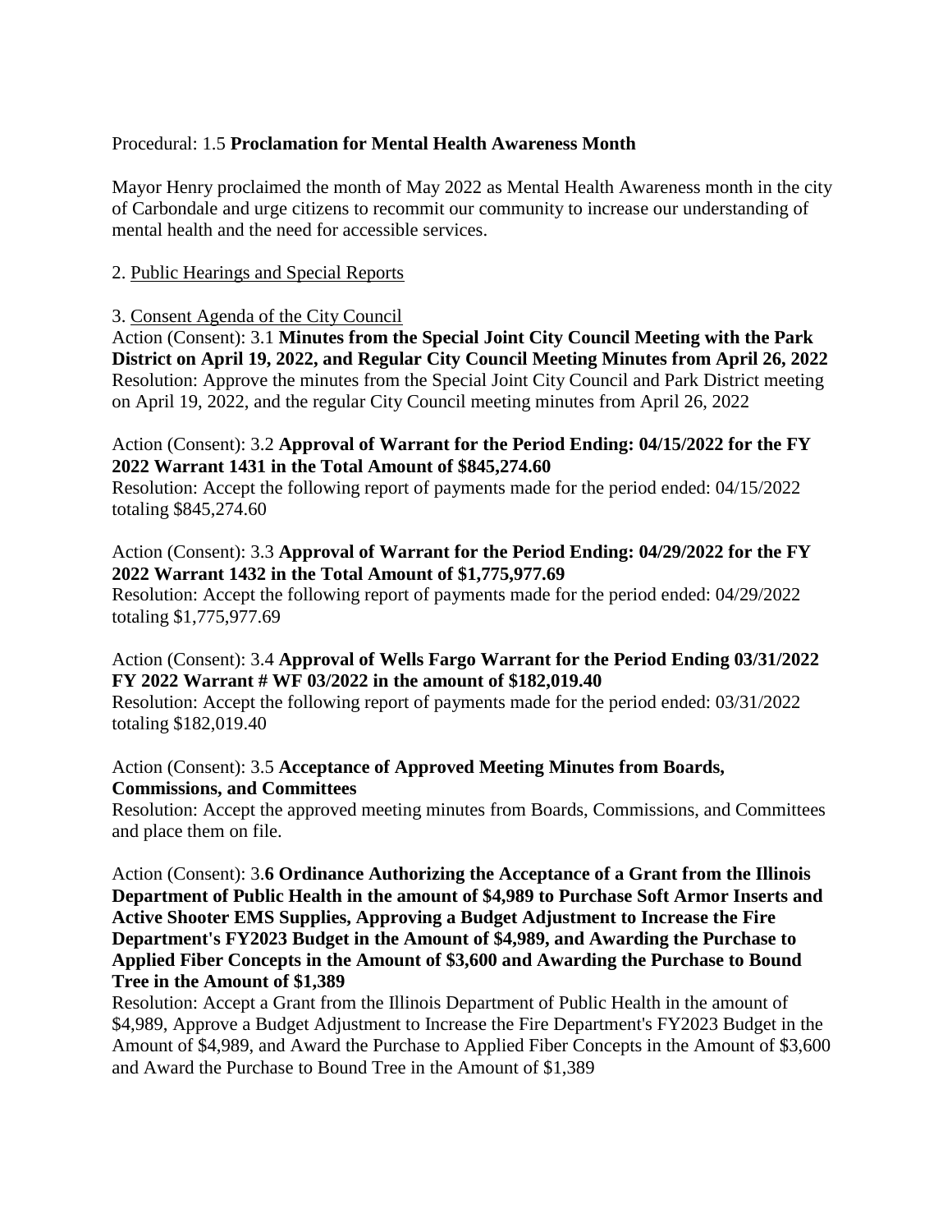Procedural: 1.5 **Proclamation for Mental Health Awareness Month**

Mayor Henry proclaimed the month of May 2022 as Mental Health Awareness month in the city of Carbondale and urge citizens to recommit our community to increase our understanding of mental health and the need for accessible services.

2. Public Hearings and Special Reports

3. Consent Agenda of the City Council

Action (Consent): 3.1 **Minutes from the Special Joint City Council Meeting with the Park District on April 19, 2022, and Regular City Council Meeting Minutes from April 26, 2022**
Resolution: Approve the minutes from the Special Joint City Council and Park District meeting on April 19, 2022, and the regular City Council meeting minutes from April 26, 2022

Action (Consent): 3.2 **Approval of Warrant for the Period Ending: 04/15/2022 for the FY 2022 Warrant 1431 in the Total Amount of $845,274.60**
Resolution: Accept the following report of payments made for the period ended: 04/15/2022 totaling $845,274.60

Action (Consent): 3.3 **Approval of Warrant for the Period Ending: 04/29/2022 for the FY 2022 Warrant 1432 in the Total Amount of $1,775,977.69**
Resolution: Accept the following report of payments made for the period ended: 04/29/2022 totaling $1,775,977.69

Action (Consent): 3.4 **Approval of Wells Fargo Warrant for the Period Ending 03/31/2022 FY 2022 Warrant # WF 03/2022 in the amount of $182,019.40**
Resolution: Accept the following report of payments made for the period ended: 03/31/2022 totaling $182,019.40

Action (Consent): 3.5 **Acceptance of Approved Meeting Minutes from Boards, Commissions, and Committees**
Resolution: Accept the approved meeting minutes from Boards, Commissions, and Committees and place them on file.

Action (Consent): 3.**6 Ordinance Authorizing the Acceptance of a Grant from the Illinois Department of Public Health in the amount of $4,989 to Purchase Soft Armor Inserts and Active Shooter EMS Supplies, Approving a Budget Adjustment to Increase the Fire Department's FY2023 Budget in the Amount of $4,989, and Awarding the Purchase to Applied Fiber Concepts in the Amount of $3,600 and Awarding the Purchase to Bound Tree in the Amount of $1,389**
Resolution: Accept a Grant from the Illinois Department of Public Health in the amount of $4,989, Approve a Budget Adjustment to Increase the Fire Department's FY2023 Budget in the Amount of $4,989, and Award the Purchase to Applied Fiber Concepts in the Amount of $3,600 and Award the Purchase to Bound Tree in the Amount of $1,389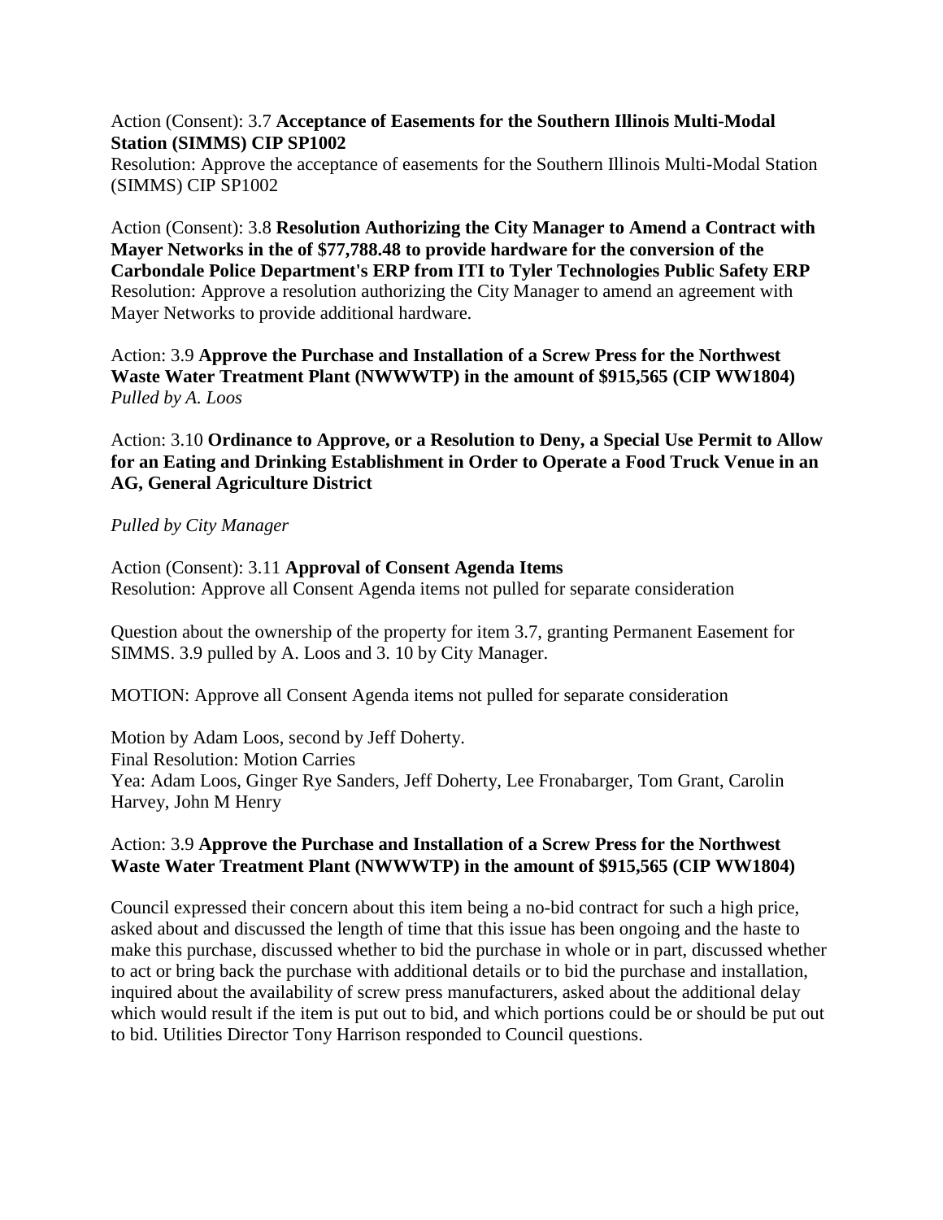Action (Consent): 3.7 **Acceptance of Easements for the Southern Illinois Multi-Modal Station (SIMMS) CIP SP1002**
Resolution: Approve the acceptance of easements for the Southern Illinois Multi-Modal Station (SIMMS) CIP SP1002

Action (Consent): 3.8 **Resolution Authorizing the City Manager to Amend a Contract with Mayer Networks in the of $77,788.48 to provide hardware for the conversion of the Carbondale Police Department's ERP from ITI to Tyler Technologies Public Safety ERP**
Resolution: Approve a resolution authorizing the City Manager to amend an agreement with Mayer Networks to provide additional hardware.

Action: 3.9 **Approve the Purchase and Installation of a Screw Press for the Northwest Waste Water Treatment Plant (NWWWTP) in the amount of $915,565 (CIP WW1804)**
*Pulled by A. Loos*

Action: 3.10 **Ordinance to Approve, or a Resolution to Deny, a Special Use Permit to Allow for an Eating and Drinking Establishment in Order to Operate a Food Truck Venue in an AG, General Agriculture District**

*Pulled by City Manager*

Action (Consent): 3.11 **Approval of Consent Agenda Items**
Resolution: Approve all Consent Agenda items not pulled for separate consideration

Question about the ownership of the property for item 3.7, granting Permanent Easement for SIMMS. 3.9 pulled by A. Loos and 3. 10 by City Manager.

MOTION: Approve all Consent Agenda items not pulled for separate consideration

Motion by Adam Loos, second by Jeff Doherty.
Final Resolution: Motion Carries
Yea: Adam Loos, Ginger Rye Sanders, Jeff Doherty, Lee Fronabarger, Tom Grant, Carolin Harvey, John M Henry

Action: 3.9 **Approve the Purchase and Installation of a Screw Press for the Northwest Waste Water Treatment Plant (NWWWTP) in the amount of $915,565 (CIP WW1804)**

Council expressed their concern about this item being a no-bid contract for such a high price, asked about and discussed the length of time that this issue has been ongoing and the haste to make this purchase, discussed whether to bid the purchase in whole or in part, discussed whether to act or bring back the purchase with additional details or to bid the purchase and installation, inquired about the availability of screw press manufacturers, asked about the additional delay which would result if the item is put out to bid, and which portions could be or should be put out to bid. Utilities Director Tony Harrison responded to Council questions.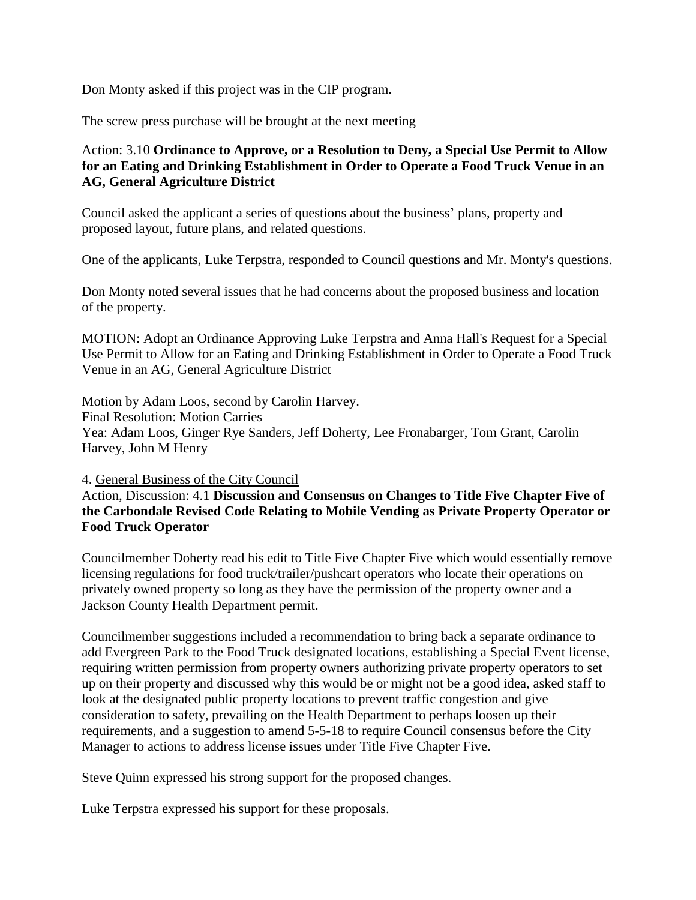Don Monty asked if this project was in the CIP program.

The screw press purchase will be brought at the next meeting

Action: 3.10 **Ordinance to Approve, or a Resolution to Deny, a Special Use Permit to Allow for an Eating and Drinking Establishment in Order to Operate a Food Truck Venue in an AG, General Agriculture District**

Council asked the applicant a series of questions about the business' plans, property and proposed layout, future plans, and related questions.

One of the applicants, Luke Terpstra, responded to Council questions and Mr. Monty's questions.

Don Monty noted several issues that he had concerns about the proposed business and location of the property.

MOTION: Adopt an Ordinance Approving Luke Terpstra and Anna Hall's Request for a Special Use Permit to Allow for an Eating and Drinking Establishment in Order to Operate a Food Truck Venue in an AG, General Agriculture District

Motion by Adam Loos, second by Carolin Harvey.
Final Resolution: Motion Carries
Yea: Adam Loos, Ginger Rye Sanders, Jeff Doherty, Lee Fronabarger, Tom Grant, Carolin Harvey, John M Henry

4. General Business of the City Council

Action, Discussion: 4.1 **Discussion and Consensus on Changes to Title Five Chapter Five of the Carbondale Revised Code Relating to Mobile Vending as Private Property Operator or Food Truck Operator**

Councilmember Doherty read his edit to Title Five Chapter Five which would essentially remove licensing regulations for food truck/trailer/pushcart operators who locate their operations on privately owned property so long as they have the permission of the property owner and a Jackson County Health Department permit.

Councilmember suggestions included a recommendation to bring back a separate ordinance to add Evergreen Park to the Food Truck designated locations, establishing a Special Event license, requiring written permission from property owners authorizing private property operators to set up on their property and discussed why this would be or might not be a good idea, asked staff to look at the designated public property locations to prevent traffic congestion and give consideration to safety, prevailing on the Health Department to perhaps loosen up their requirements, and a suggestion to amend 5-5-18 to require Council consensus before the City Manager to actions to address license issues under Title Five Chapter Five.

Steve Quinn expressed his strong support for the proposed changes.

Luke Terpstra expressed his support for these proposals.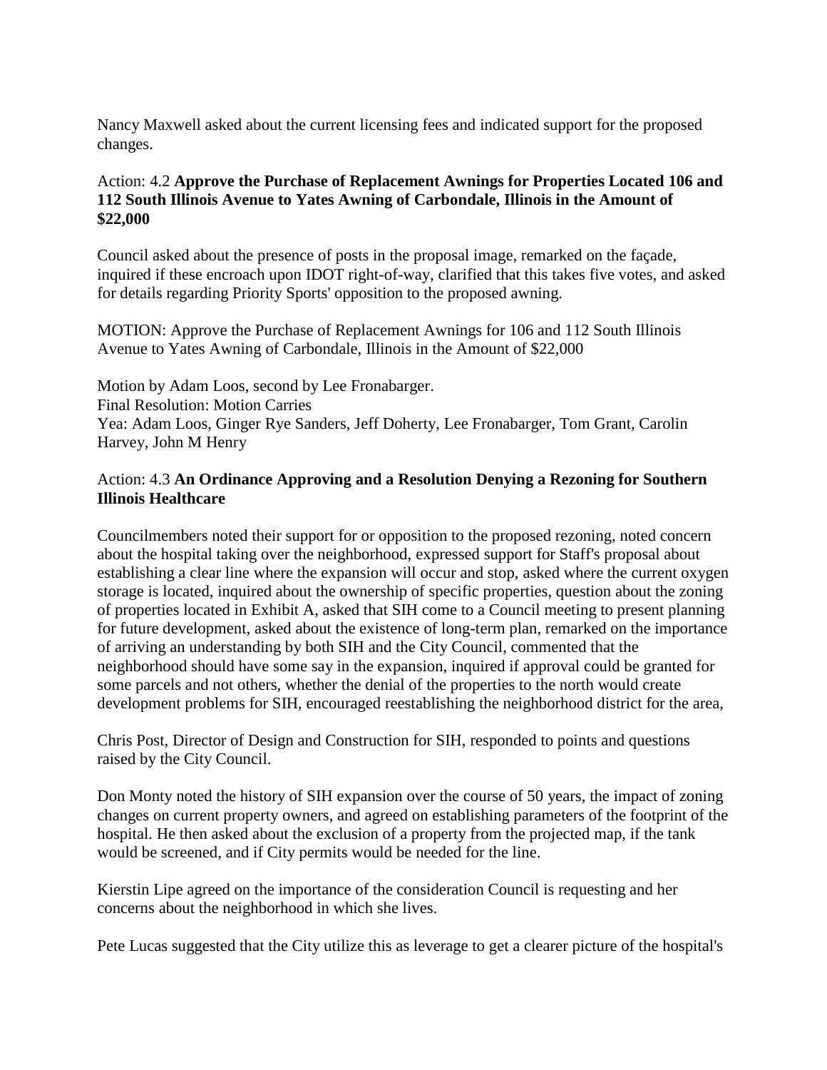Nancy Maxwell asked about the current licensing fees and indicated support for the proposed changes.

Action: 4.2 **Approve the Purchase of Replacement Awnings for Properties Located 106 and 112 South Illinois Avenue to Yates Awning of Carbondale, Illinois in the Amount of $22,000**

Council asked about the presence of posts in the proposal image, remarked on the façade, inquired if these encroach upon IDOT right-of-way, clarified that this takes five votes, and asked for details regarding Priority Sports' opposition to the proposed awning.

MOTION: Approve the Purchase of Replacement Awnings for 106 and 112 South Illinois Avenue to Yates Awning of Carbondale, Illinois in the Amount of $22,000

Motion by Adam Loos, second by Lee Fronabarger.
Final Resolution: Motion Carries
Yea: Adam Loos, Ginger Rye Sanders, Jeff Doherty, Lee Fronabarger, Tom Grant, Carolin Harvey, John M Henry

Action: 4.3 **An Ordinance Approving and a Resolution Denying a Rezoning for Southern Illinois Healthcare**

Councilmembers noted their support for or opposition to the proposed rezoning, noted concern about the hospital taking over the neighborhood, expressed support for Staff's proposal about establishing a clear line where the expansion will occur and stop, asked where the current oxygen storage is located, inquired about the ownership of specific properties, question about the zoning of properties located in Exhibit A, asked that SIH come to a Council meeting to present planning for future development, asked about the existence of long-term plan, remarked on the importance of arriving an understanding by both SIH and the City Council, commented that the neighborhood should have some say in the expansion, inquired if approval could be granted for some parcels and not others, whether the denial of the properties to the north would create development problems for SIH, encouraged reestablishing the neighborhood district for the area,

Chris Post, Director of Design and Construction for SIH, responded to points and questions raised by the City Council.

Don Monty noted the history of SIH expansion over the course of 50 years, the impact of zoning changes on current property owners, and agreed on establishing parameters of the footprint of the hospital. He then asked about the exclusion of a property from the projected map, if the tank would be screened, and if City permits would be needed for the line.

Kierstin Lipe agreed on the importance of the consideration Council is requesting and her concerns about the neighborhood in which she lives.

Pete Lucas suggested that the City utilize this as leverage to get a clearer picture of the hospital's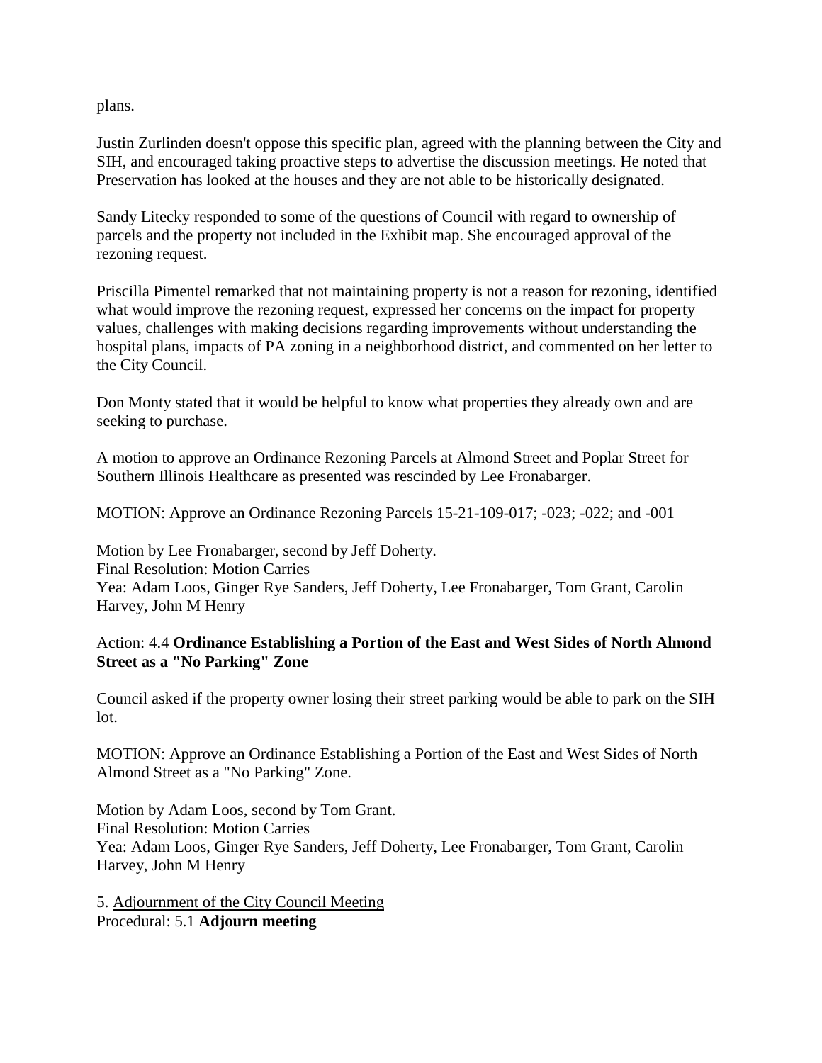plans.

Justin Zurlinden doesn't oppose this specific plan, agreed with the planning between the City and SIH, and encouraged taking proactive steps to advertise the discussion meetings. He noted that Preservation has looked at the houses and they are not able to be historically designated.

Sandy Litecky responded to some of the questions of Council with regard to ownership of parcels and the property not included in the Exhibit map. She encouraged approval of the rezoning request.

Priscilla Pimentel remarked that not maintaining property is not a reason for rezoning, identified what would improve the rezoning request, expressed her concerns on the impact for property values, challenges with making decisions regarding improvements without understanding the hospital plans, impacts of PA zoning in a neighborhood district, and commented on her letter to the City Council.

Don Monty stated that it would be helpful to know what properties they already own and are seeking to purchase.

A motion to approve an Ordinance Rezoning Parcels at Almond Street and Poplar Street for Southern Illinois Healthcare as presented was rescinded by Lee Fronabarger.

MOTION: Approve an Ordinance Rezoning Parcels 15-21-109-017; -023; -022; and -001

Motion by Lee Fronabarger, second by Jeff Doherty.
Final Resolution: Motion Carries
Yea: Adam Loos, Ginger Rye Sanders, Jeff Doherty, Lee Fronabarger, Tom Grant, Carolin Harvey, John M Henry

Action: 4.4 **Ordinance Establishing a Portion of the East and West Sides of North Almond Street as a "No Parking" Zone**

Council asked if the property owner losing their street parking would be able to park on the SIH lot.

MOTION: Approve an Ordinance Establishing a Portion of the East and West Sides of North Almond Street as a "No Parking" Zone.

Motion by Adam Loos, second by Tom Grant.
Final Resolution: Motion Carries
Yea: Adam Loos, Ginger Rye Sanders, Jeff Doherty, Lee Fronabarger, Tom Grant, Carolin Harvey, John M Henry

5. Adjournment of the City Council Meeting
Procedural: 5.1 **Adjourn meeting**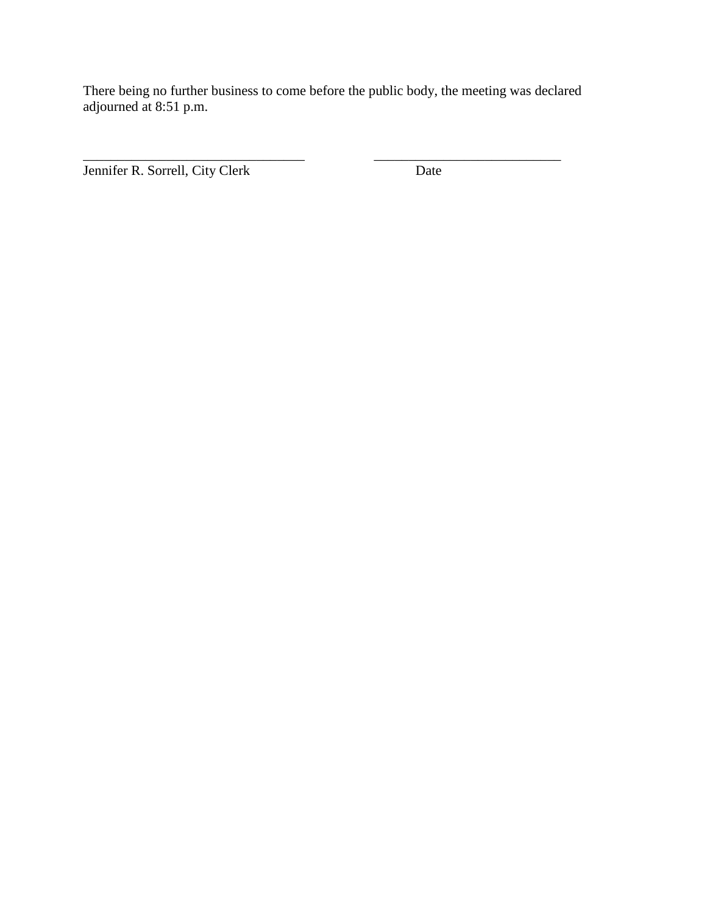There being no further business to come before the public body, the meeting was declared adjourned at 8:51 p.m.

_________________________________ ____________________________

Jennifer R. Sorrell, City Clerk Date